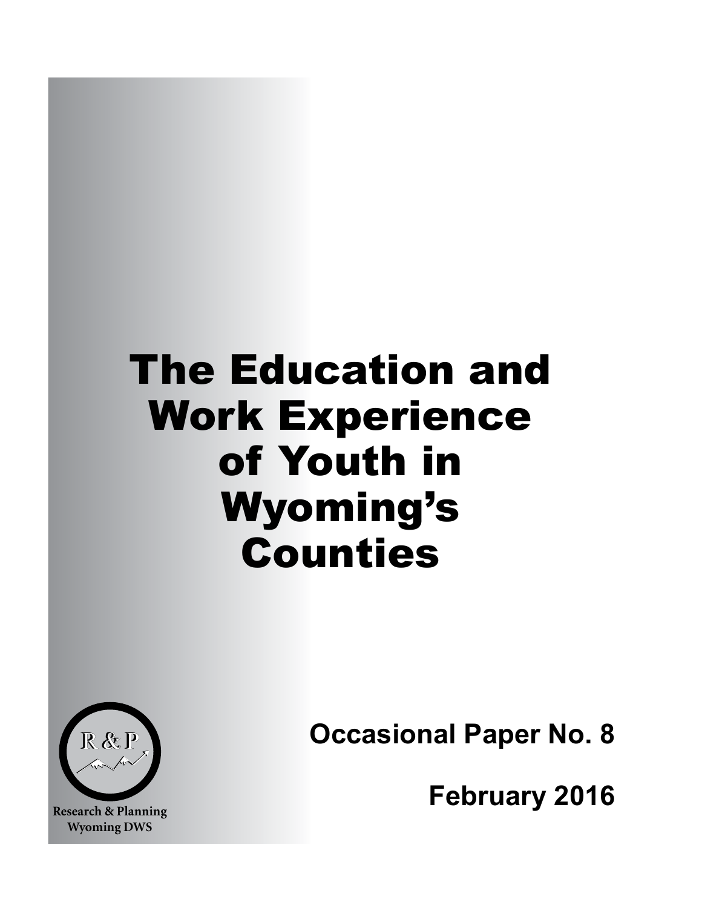# The Education and Work Experience of Youth in Wyoming's Counties

R & P

Research & Planning
Wyoming DWS

**Occasional Paper No. 8**

**February 2016**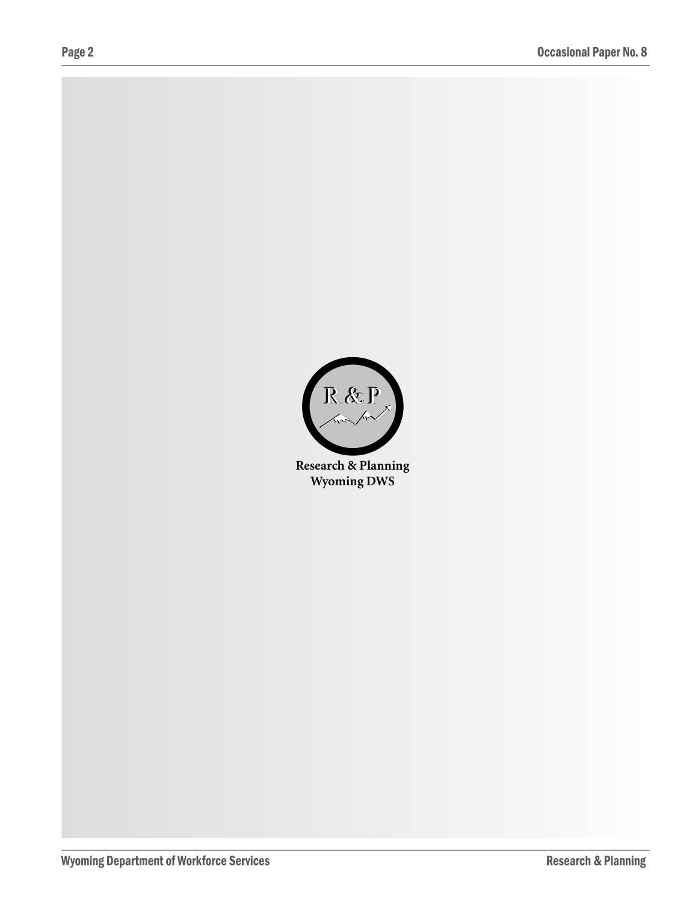Research & Planning
Wyoming DWS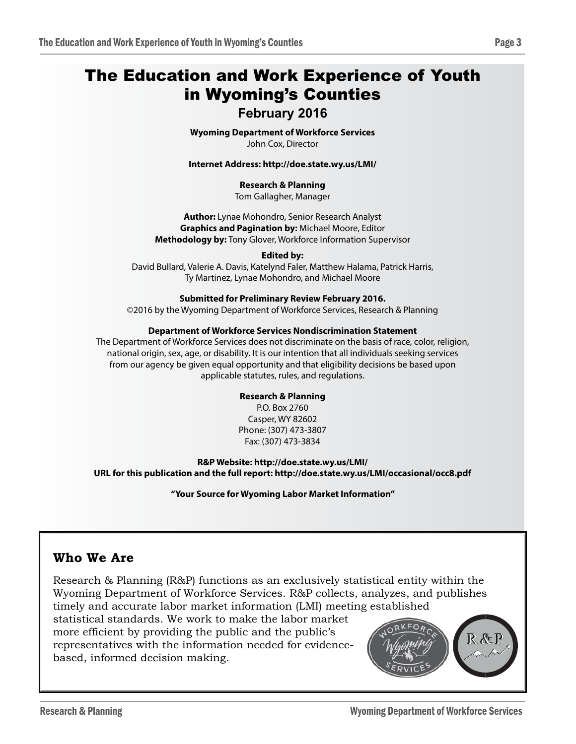# The Education and Work Experience of Youth in Wyoming's Counties

## February 2016

**Wyoming Department of Workforce Services**
John Cox, Director

**Internet Address: http://doe.state.wy.us/LMI/**

**Research & Planning**
Tom Gallagher, Manager

**Author:** Lynae Mohondro, Senior Research Analyst
**Graphics and Pagination by:** Michael Moore, Editor
**Methodology by:** Tony Glover, Workforce Information Supervisor

**Edited by:**
David Bullard, Valerie A. Davis, Katelynd Faler, Matthew Halama, Patrick Harris, Ty Martinez, Lynae Mohondro, and Michael Moore

**Submitted for Preliminary Review February 2016.**
©2016 by the Wyoming Department of Workforce Services, Research & Planning

**Department of Workforce Services Nondiscrimination Statement**
The Department of Workforce Services does not discriminate on the basis of race, color, religion, national origin, sex, age, or disability. It is our intention that all individuals seeking services from our agency be given equal opportunity and that eligibility decisions be based upon applicable statutes, rules, and regulations.

**Research & Planning**
P.O. Box 2760
Casper, WY 82602
Phone: (307) 473-3807
Fax: (307) 473-3834

**R&P Website: http://doe.state.wy.us/LMI/**
**URL for this publication and the full report: http://doe.state.wy.us/LMI/occasional/occ8.pdf**

**"Your Source for Wyoming Labor Market Information"**

### Who We Are

Research & Planning (R&P) functions as an exclusively statistical entity within the Wyoming Department of Workforce Services. R&P collects, analyzes, and publishes timely and accurate labor market information (LMI) meeting established statistical standards. We work to make the labor market more efficient by providing the public and the public's representatives with the information needed for evidence-based, informed decision making.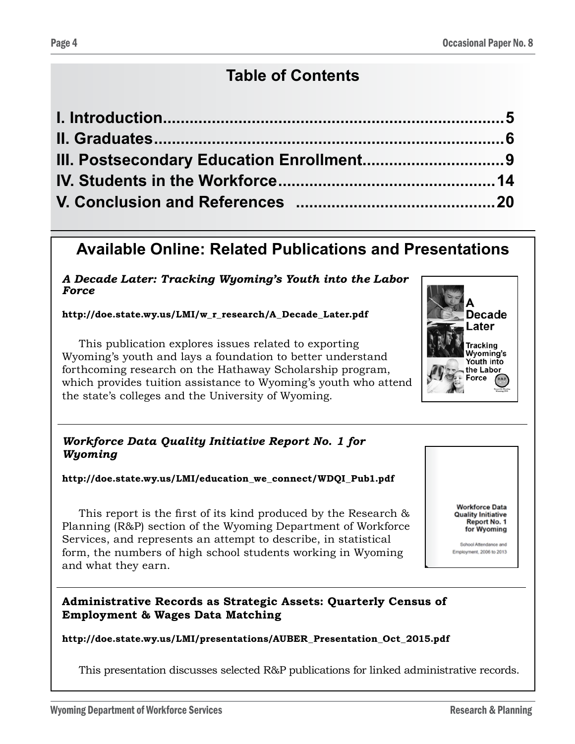## Table of Contents

- I. Introduction ........ 5
- II. Graduates ........ 6
- III. Postsecondary Education Enrollment ........ 9
- IV. Students in the Workforce ........ 14
- V. Conclusion and References ........ 20

## Available Online: Related Publications and Presentations

***A Decade Later: Tracking Wyoming's Youth into the Labor Force***

**http://doe.state.wy.us/LMI/w_r_research/A_Decade_Later.pdf**

This publication explores issues related to exporting Wyoming's youth and lays a foundation to better understand forthcoming research on the Hathaway Scholarship program, which provides tuition assistance to Wyoming's youth who attend the state's colleges and the University of Wyoming.

***Workforce Data Quality Initiative Report No. 1 for Wyoming***

**http://doe.state.wy.us/LMI/education_we_connect/WDQI_Pub1.pdf**

This report is the first of its kind produced by the Research & Planning (R&P) section of the Wyoming Department of Workforce Services, and represents an attempt to describe, in statistical form, the numbers of high school students working in Wyoming and what they earn.

**Administrative Records as Strategic Assets: Quarterly Census of Employment & Wages Data Matching**

**http://doe.state.wy.us/LMI/presentations/AUBER_Presentation_Oct_2015.pdf**

This presentation discusses selected R&P publications for linked administrative records.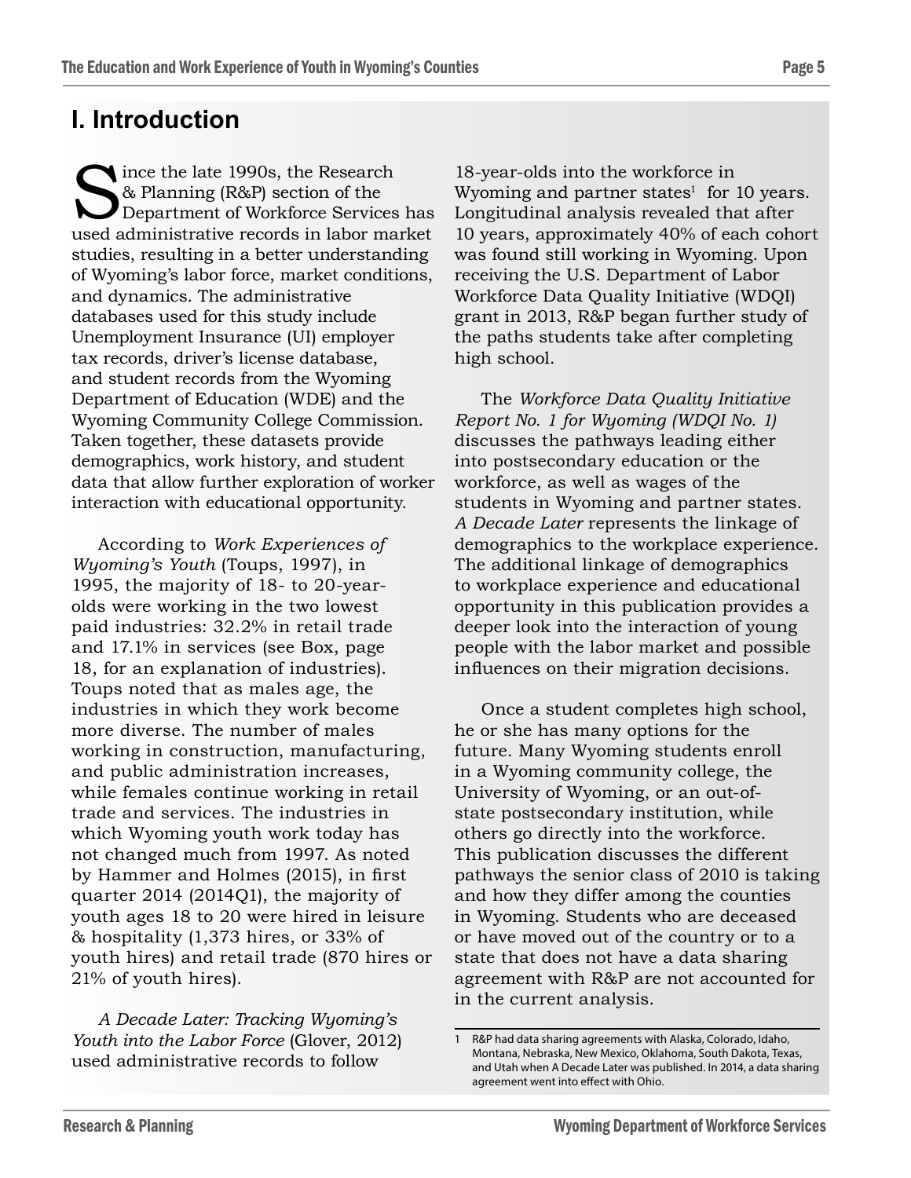# I. Introduction

Since the late 1990s, the Research & Planning (R&P) section of the Department of Workforce Services has used administrative records in labor market studies, resulting in a better understanding of Wyoming's labor force, market conditions, and dynamics. The administrative databases used for this study include Unemployment Insurance (UI) employer tax records, driver's license database, and student records from the Wyoming Department of Education (WDE) and the Wyoming Community College Commission. Taken together, these datasets provide demographics, work history, and student data that allow further exploration of worker interaction with educational opportunity.

According to *Work Experiences of Wyoming's Youth* (Toups, 1997), in 1995, the majority of 18- to 20-year-olds were working in the two lowest paid industries: 32.2% in retail trade and 17.1% in services (see Box, page 18, for an explanation of industries). Toups noted that as males age, the industries in which they work become more diverse. The number of males working in construction, manufacturing, and public administration increases, while females continue working in retail trade and services. The industries in which Wyoming youth work today has not changed much from 1997. As noted by Hammer and Holmes (2015), in first quarter 2014 (2014Q1), the majority of youth ages 18 to 20 were hired in leisure & hospitality (1,373 hires, or 33% of youth hires) and retail trade (870 hires or 21% of youth hires).

*A Decade Later: Tracking Wyoming's Youth into the Labor Force* (Glover, 2012) used administrative records to follow 18-year-olds into the workforce in Wyoming and partner states[1] for 10 years. Longitudinal analysis revealed that after 10 years, approximately 40% of each cohort was found still working in Wyoming. Upon receiving the U.S. Department of Labor Workforce Data Quality Initiative (WDQI) grant in 2013, R&P began further study of the paths students take after completing high school.

The *Workforce Data Quality Initiative Report No. 1 for Wyoming (WDQI No. 1)* discusses the pathways leading either into postsecondary education or the workforce, as well as wages of the students in Wyoming and partner states. *A Decade Later* represents the linkage of demographics to the workplace experience. The additional linkage of demographics to workplace experience and educational opportunity in this publication provides a deeper look into the interaction of young people with the labor market and possible influences on their migration decisions.

Once a student completes high school, he or she has many options for the future. Many Wyoming students enroll in a Wyoming community college, the University of Wyoming, or an out-of-state postsecondary institution, while others go directly into the workforce. This publication discusses the different pathways the senior class of 2010 is taking and how they differ among the counties in Wyoming. Students who are deceased or have moved out of the country or to a state that does not have a data sharing agreement with R&P are not accounted for in the current analysis.

---

1 R&P had data sharing agreements with Alaska, Colorado, Idaho, Montana, Nebraska, New Mexico, Oklahoma, South Dakota, Texas, and Utah when A Decade Later was published. In 2014, a data sharing agreement went into effect with Ohio.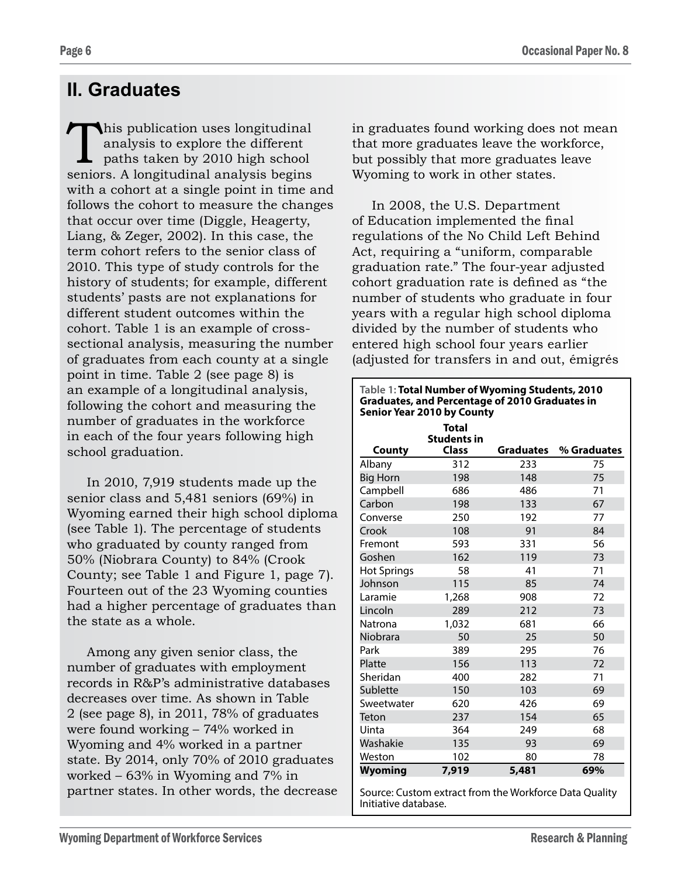## II. Graduates

This publication uses longitudinal analysis to explore the different paths taken by 2010 high school seniors. A longitudinal analysis begins with a cohort at a single point in time and follows the cohort to measure the changes that occur over time (Diggle, Heagerty, Liang, & Zeger, 2002). In this case, the term cohort refers to the senior class of 2010. This type of study controls for the history of students; for example, different students' pasts are not explanations for different student outcomes within the cohort. Table 1 is an example of cross-sectional analysis, measuring the number of graduates from each county at a single point in time. Table 2 (see page 8) is an example of a longitudinal analysis, following the cohort and measuring the number of graduates in the workforce in each of the four years following high school graduation.

In 2010, 7,919 students made up the senior class and 5,481 seniors (69%) in Wyoming earned their high school diploma (see Table 1). The percentage of students who graduated by county ranged from 50% (Niobrara County) to 84% (Crook County; see Table 1 and Figure 1, page 7). Fourteen out of the 23 Wyoming counties had a higher percentage of graduates than the state as a whole.

Among any given senior class, the number of graduates with employment records in R&P's administrative databases decreases over time. As shown in Table 2 (see page 8), in 2011, 78% of graduates were found working – 74% worked in Wyoming and 4% worked in a partner state. By 2014, only 70% of 2010 graduates worked – 63% in Wyoming and 7% in partner states. In other words, the decrease in graduates found working does not mean that more graduates leave the workforce, but possibly that more graduates leave Wyoming to work in other states.

In 2008, the U.S. Department of Education implemented the final regulations of the No Child Left Behind Act, requiring a "uniform, comparable graduation rate." The four-year adjusted cohort graduation rate is defined as "the number of students who graduate in four years with a regular high school diploma divided by the number of students who entered high school four years earlier (adjusted for transfers in and out, émigrés

**Table 1: Total Number of Wyoming Students, 2010 Graduates, and Percentage of 2010 Graduates in Senior Year 2010 by County**

| County | Total Students in Class | Graduates | % Graduates |
|---|---|---|---|
| Albany | 312 | 233 | 75 |
| Big Horn | 198 | 148 | 75 |
| Campbell | 686 | 486 | 71 |
| Carbon | 198 | 133 | 67 |
| Converse | 250 | 192 | 77 |
| Crook | 108 | 91 | 84 |
| Fremont | 593 | 331 | 56 |
| Goshen | 162 | 119 | 73 |
| Hot Springs | 58 | 41 | 71 |
| Johnson | 115 | 85 | 74 |
| Laramie | 1,268 | 908 | 72 |
| Lincoln | 289 | 212 | 73 |
| Natrona | 1,032 | 681 | 66 |
| Niobrara | 50 | 25 | 50 |
| Park | 389 | 295 | 76 |
| Platte | 156 | 113 | 72 |
| Sheridan | 400 | 282 | 71 |
| Sublette | 150 | 103 | 69 |
| Sweetwater | 620 | 426 | 69 |
| Teton | 237 | 154 | 65 |
| Uinta | 364 | 249 | 68 |
| Washakie | 135 | 93 | 69 |
| Weston | 102 | 80 | 78 |
| **Wyoming** | **7,919** | **5,481** | **69%** |

Source: Custom extract from the Workforce Data Quality Initiative database.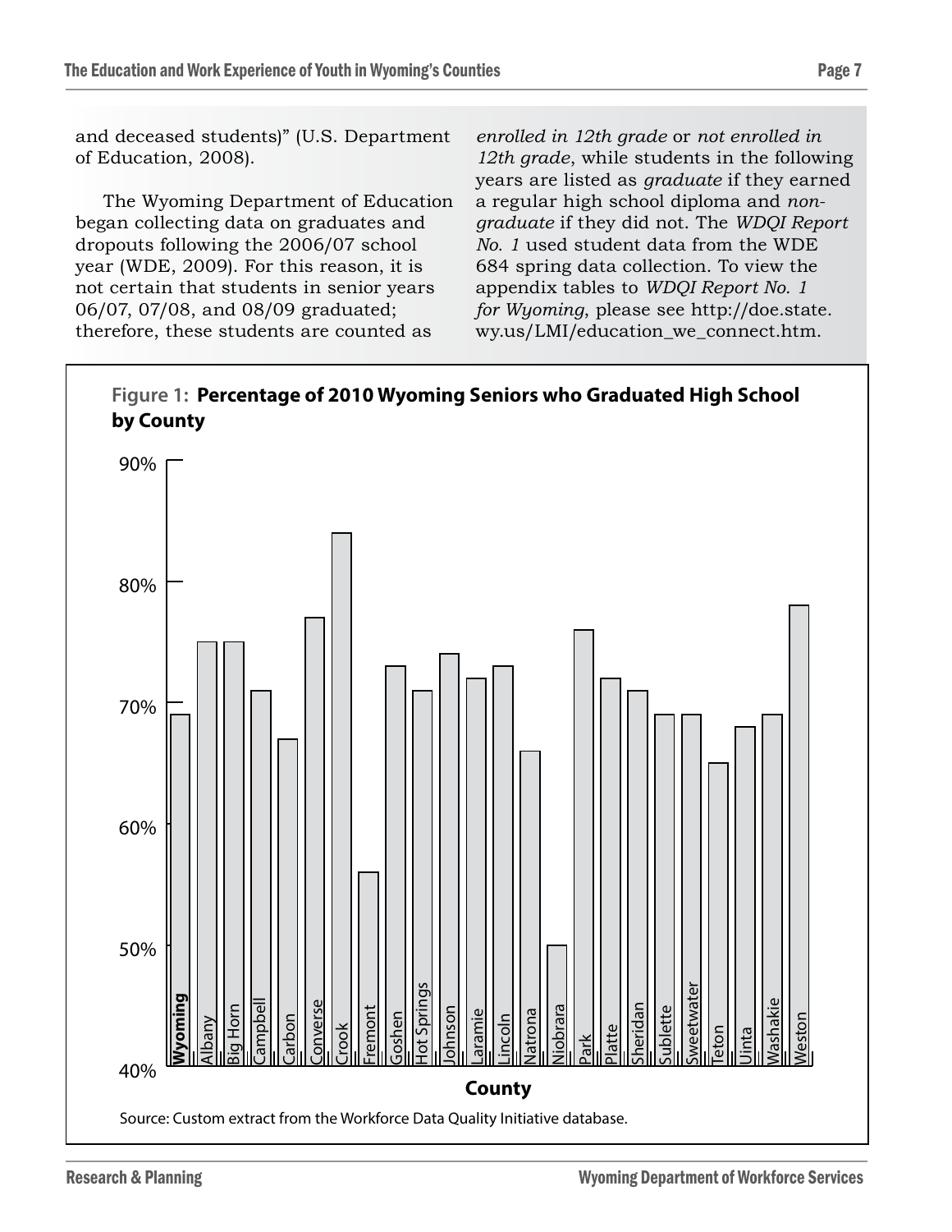and deceased students)" (U.S. Department of Education, 2008).

The Wyoming Department of Education began collecting data on graduates and dropouts following the 2006/07 school year (WDE, 2009). For this reason, it is not certain that students in senior years 06/07, 07/08, and 08/09 graduated; therefore, these students are counted as *enrolled in 12th grade* or *not enrolled in 12th grade*, while students in the following years are listed as *graduate* if they earned a regular high school diploma and *non-graduate* if they did not. The *WDQI Report No. 1* used student data from the WDE 684 spring data collection. To view the appendix tables to *WDQI Report No. 1 for Wyoming*, please see http://doe.state.wy.us/LMI/education_we_connect.htm.

**Figure 1: Percentage of 2010 Wyoming Seniors who Graduated High School by County**

Source: Custom extract from the Workforce Data Quality Initiative database.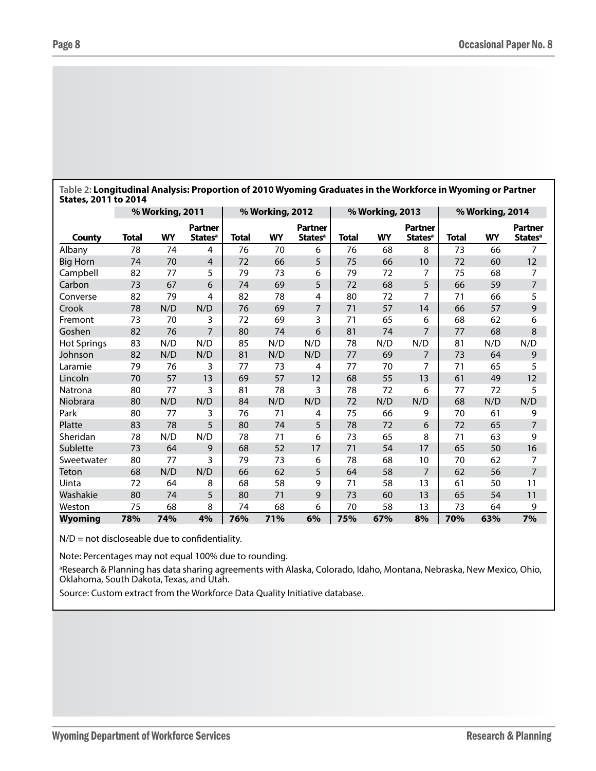**Table 2: Longitudinal Analysis: Proportion of 2010 Wyoming Graduates in the Workforce in Wyoming or Partner States, 2011 to 2014**

| | % Working, 2011 | | | % Working, 2012 | | | % Working, 2013 | | | % Working, 2014 | | |
|---|---|---|---|---|---|---|---|---|---|---|---|---|
| **County** | **Total** | **WY** | **Partner States[a]** | **Total** | **WY** | **Partner States[a]** | **Total** | **WY** | **Partner States[a]** | **Total** | **WY** | **Partner States[a]** |
| Albany | 78 | 74 | 4 | 76 | 70 | 6 | 76 | 68 | 8 | 73 | 66 | 7 |
| Big Horn | 74 | 70 | 4 | 72 | 66 | 5 | 75 | 66 | 10 | 72 | 60 | 12 |
| Campbell | 82 | 77 | 5 | 79 | 73 | 6 | 79 | 72 | 7 | 75 | 68 | 7 |
| Carbon | 73 | 67 | 6 | 74 | 69 | 5 | 72 | 68 | 5 | 66 | 59 | 7 |
| Converse | 82 | 79 | 4 | 82 | 78 | 4 | 80 | 72 | 7 | 71 | 66 | 5 |
| Crook | 78 | N/D | N/D | 76 | 69 | 7 | 71 | 57 | 14 | 66 | 57 | 9 |
| Fremont | 73 | 70 | 3 | 72 | 69 | 3 | 71 | 65 | 6 | 68 | 62 | 6 |
| Goshen | 82 | 76 | 7 | 80 | 74 | 6 | 81 | 74 | 7 | 77 | 68 | 8 |
| Hot Springs | 83 | N/D | N/D | 85 | N/D | N/D | 78 | N/D | N/D | 81 | N/D | N/D |
| Johnson | 82 | N/D | N/D | 81 | N/D | N/D | 77 | 69 | 7 | 73 | 64 | 9 |
| Laramie | 79 | 76 | 3 | 77 | 73 | 4 | 77 | 70 | 7 | 71 | 65 | 5 |
| Lincoln | 70 | 57 | 13 | 69 | 57 | 12 | 68 | 55 | 13 | 61 | 49 | 12 |
| Natrona | 80 | 77 | 3 | 81 | 78 | 3 | 78 | 72 | 6 | 77 | 72 | 5 |
| Niobrara | 80 | N/D | N/D | 84 | N/D | N/D | 72 | N/D | N/D | 68 | N/D | N/D |
| Park | 80 | 77 | 3 | 76 | 71 | 4 | 75 | 66 | 9 | 70 | 61 | 9 |
| Platte | 83 | 78 | 5 | 80 | 74 | 5 | 78 | 72 | 6 | 72 | 65 | 7 |
| Sheridan | 78 | N/D | N/D | 78 | 71 | 6 | 73 | 65 | 8 | 71 | 63 | 9 |
| Sublette | 73 | 64 | 9 | 68 | 52 | 17 | 71 | 54 | 17 | 65 | 50 | 16 |
| Sweetwater | 80 | 77 | 3 | 79 | 73 | 6 | 78 | 68 | 10 | 70 | 62 | 7 |
| Teton | 68 | N/D | N/D | 66 | 62 | 5 | 64 | 58 | 7 | 62 | 56 | 7 |
| Uinta | 72 | 64 | 8 | 68 | 58 | 9 | 71 | 58 | 13 | 61 | 50 | 11 |
| Washakie | 80 | 74 | 5 | 80 | 71 | 9 | 73 | 60 | 13 | 65 | 54 | 11 |
| Weston | 75 | 68 | 8 | 74 | 68 | 6 | 70 | 58 | 13 | 73 | 64 | 9 |
| **Wyoming** | **78%** | **74%** | **4%** | **76%** | **71%** | **6%** | **75%** | **67%** | **8%** | **70%** | **63%** | **7%** |

N/D = not discloseable due to confidentiality.

Note: Percentages may not equal 100% due to rounding.

[a]Research & Planning has data sharing agreements with Alaska, Colorado, Idaho, Montana, Nebraska, New Mexico, Ohio, Oklahoma, South Dakota, Texas, and Utah.

Source: Custom extract from the Workforce Data Quality Initiative database.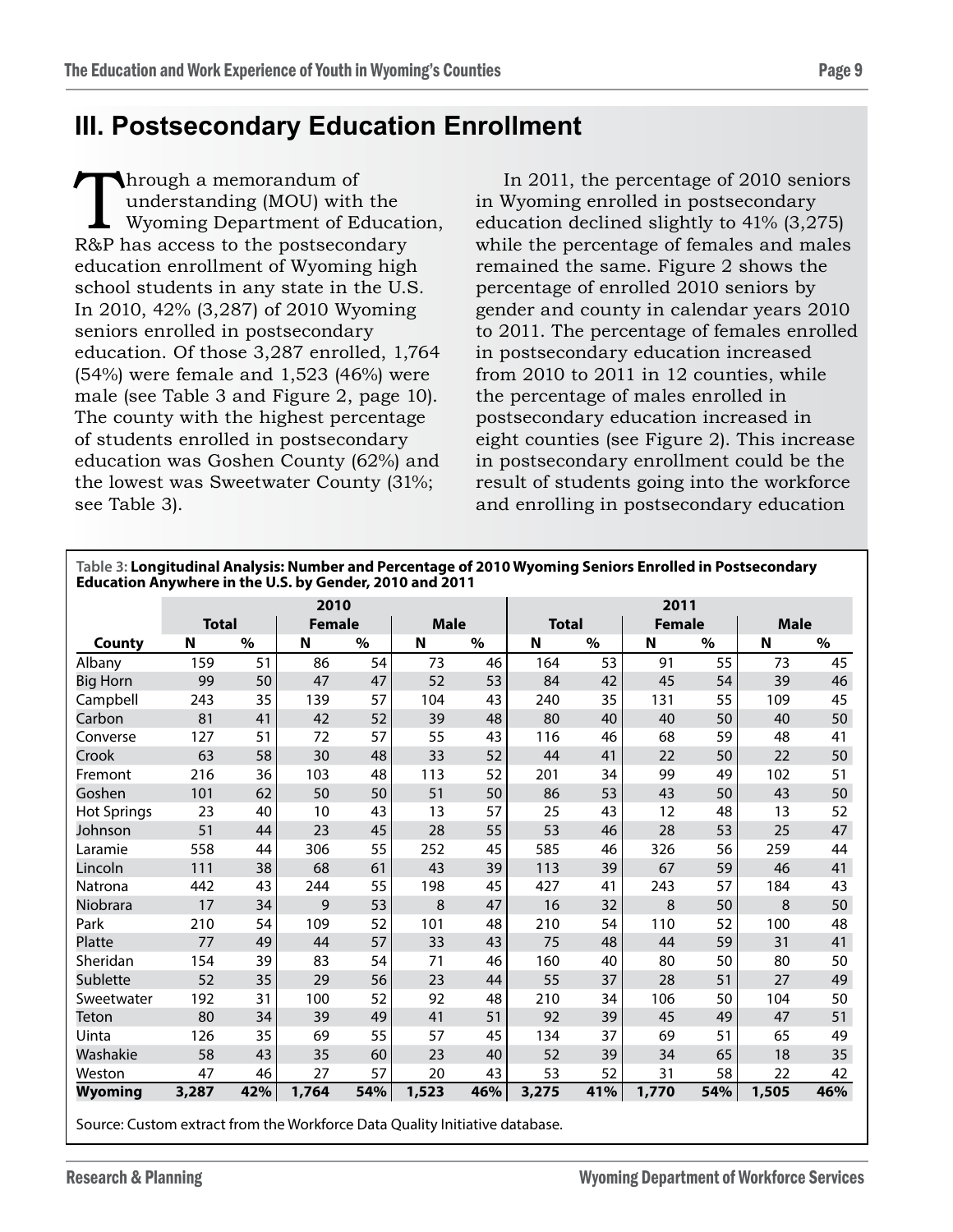## III. Postsecondary Education Enrollment

Through a memorandum of understanding (MOU) with the Wyoming Department of Education, R&P has access to the postsecondary education enrollment of Wyoming high school students in any state in the U.S. In 2010, 42% (3,287) of 2010 Wyoming seniors enrolled in postsecondary education. Of those 3,287 enrolled, 1,764 (54%) were female and 1,523 (46%) were male (see Table 3 and Figure 2, page 10). The county with the highest percentage of students enrolled in postsecondary education was Goshen County (62%) and the lowest was Sweetwater County (31%; see Table 3).

In 2011, the percentage of 2010 seniors in Wyoming enrolled in postsecondary education declined slightly to 41% (3,275) while the percentage of females and males remained the same. Figure 2 shows the percentage of enrolled 2010 seniors by gender and county in calendar years 2010 to 2011. The percentage of females enrolled in postsecondary education increased from 2010 to 2011 in 12 counties, while the percentage of males enrolled in postsecondary education increased in eight counties (see Figure 2). This increase in postsecondary enrollment could be the result of students going into the workforce and enrolling in postsecondary education

**Table 3: Longitudinal Analysis: Number and Percentage of 2010 Wyoming Seniors Enrolled in Postsecondary Education Anywhere in the U.S. by Gender, 2010 and 2011**

| | 2010 | | | | | | 2011 | | | | | |
|---|---|---|---|---|---|---|---|---|---|---|---|---|
| | Total | | Female | | Male | | Total | | Female | | Male | |
| **County** | **N** | **%** | **N** | **%** | **N** | **%** | **N** | **%** | **N** | **%** | **N** | **%** |
| Albany | 159 | 51 | 86 | 54 | 73 | 46 | 164 | 53 | 91 | 55 | 73 | 45 |
| Big Horn | 99 | 50 | 47 | 47 | 52 | 53 | 84 | 42 | 45 | 54 | 39 | 46 |
| Campbell | 243 | 35 | 139 | 57 | 104 | 43 | 240 | 35 | 131 | 55 | 109 | 45 |
| Carbon | 81 | 41 | 42 | 52 | 39 | 48 | 80 | 40 | 40 | 50 | 40 | 50 |
| Converse | 127 | 51 | 72 | 57 | 55 | 43 | 116 | 46 | 68 | 59 | 48 | 41 |
| Crook | 63 | 58 | 30 | 48 | 33 | 52 | 44 | 41 | 22 | 50 | 22 | 50 |
| Fremont | 216 | 36 | 103 | 48 | 113 | 52 | 201 | 34 | 99 | 49 | 102 | 51 |
| Goshen | 101 | 62 | 50 | 50 | 51 | 50 | 86 | 53 | 43 | 50 | 43 | 50 |
| Hot Springs | 23 | 40 | 10 | 43 | 13 | 57 | 25 | 43 | 12 | 48 | 13 | 52 |
| Johnson | 51 | 44 | 23 | 45 | 28 | 55 | 53 | 46 | 28 | 53 | 25 | 47 |
| Laramie | 558 | 44 | 306 | 55 | 252 | 45 | 585 | 46 | 326 | 56 | 259 | 44 |
| Lincoln | 111 | 38 | 68 | 61 | 43 | 39 | 113 | 39 | 67 | 59 | 46 | 41 |
| Natrona | 442 | 43 | 244 | 55 | 198 | 45 | 427 | 41 | 243 | 57 | 184 | 43 |
| Niobrara | 17 | 34 | 9 | 53 | 8 | 47 | 16 | 32 | 8 | 50 | 8 | 50 |
| Park | 210 | 54 | 109 | 52 | 101 | 48 | 210 | 54 | 110 | 52 | 100 | 48 |
| Platte | 77 | 49 | 44 | 57 | 33 | 43 | 75 | 48 | 44 | 59 | 31 | 41 |
| Sheridan | 154 | 39 | 83 | 54 | 71 | 46 | 160 | 40 | 80 | 50 | 80 | 50 |
| Sublette | 52 | 35 | 29 | 56 | 23 | 44 | 55 | 37 | 28 | 51 | 27 | 49 |
| Sweetwater | 192 | 31 | 100 | 52 | 92 | 48 | 210 | 34 | 106 | 50 | 104 | 50 |
| Teton | 80 | 34 | 39 | 49 | 41 | 51 | 92 | 39 | 45 | 49 | 47 | 51 |
| Uinta | 126 | 35 | 69 | 55 | 57 | 45 | 134 | 37 | 69 | 51 | 65 | 49 |
| Washakie | 58 | 43 | 35 | 60 | 23 | 40 | 52 | 39 | 34 | 65 | 18 | 35 |
| Weston | 47 | 46 | 27 | 57 | 20 | 43 | 53 | 52 | 31 | 58 | 22 | 42 |
| **Wyoming** | **3,287** | **42%** | **1,764** | **54%** | **1,523** | **46%** | **3,275** | **41%** | **1,770** | **54%** | **1,505** | **46%** |

Source: Custom extract from the Workforce Data Quality Initiative database.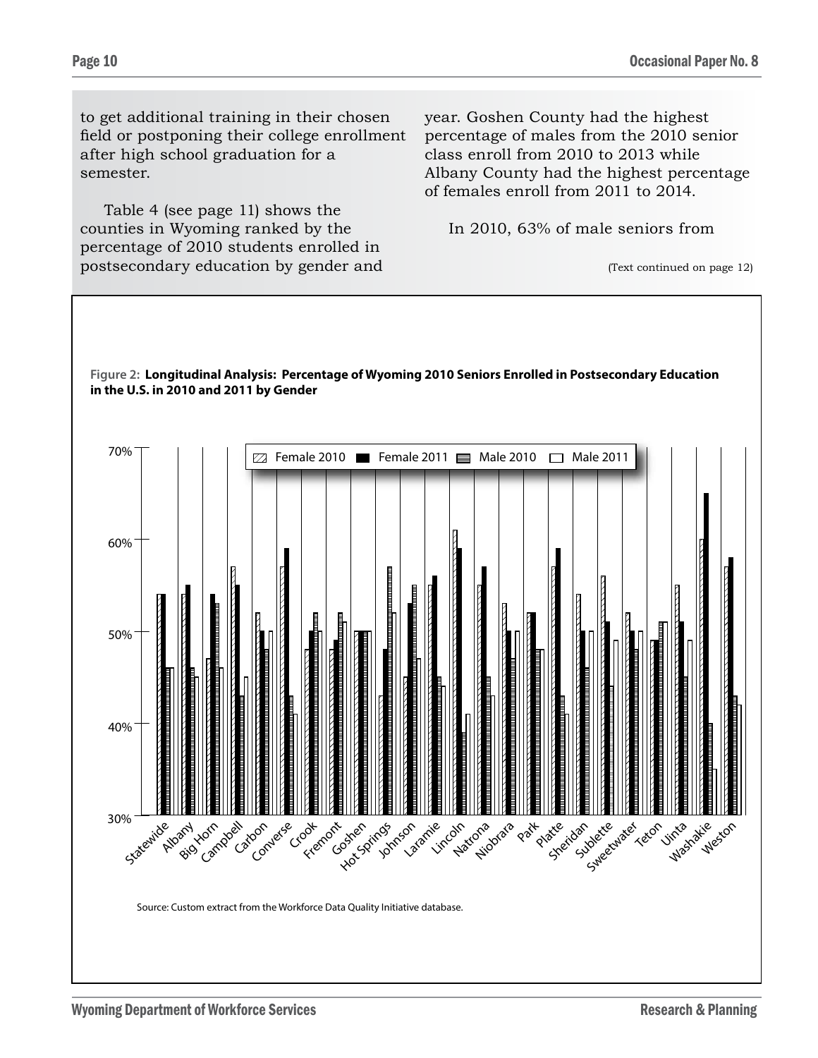to get additional training in their chosen field or postponing their college enrollment after high school graduation for a semester.

Table 4 (see page 11) shows the counties in Wyoming ranked by the percentage of 2010 students enrolled in postsecondary education by gender and year. Goshen County had the highest percentage of males from the 2010 senior class enroll from 2010 to 2013 while Albany County had the highest percentage of females enroll from 2011 to 2014.

In 2010, 63% of male seniors from

(Text continued on page 12)

**Figure 2: Longitudinal Analysis: Percentage of Wyoming 2010 Seniors Enrolled in Postsecondary Education in the U.S. in 2010 and 2011 by Gender**

Source: Custom extract from the Workforce Data Quality Initiative database.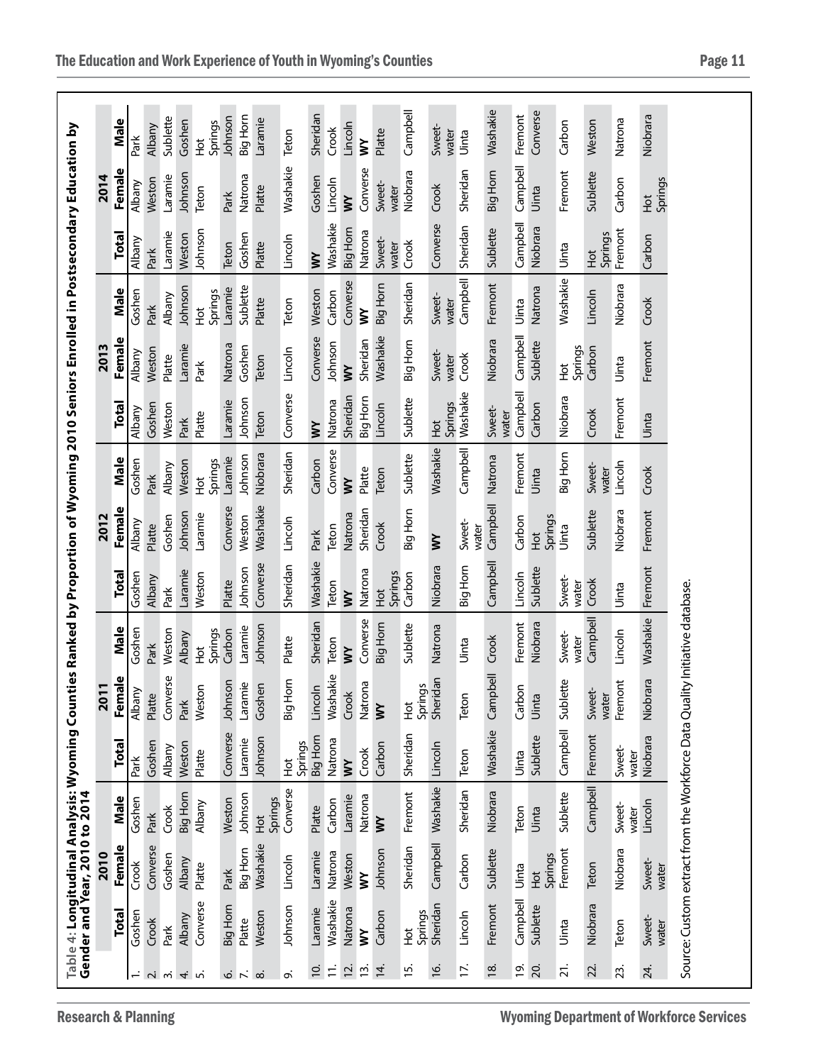Table 4: **Longitudinal Analysis: Wyoming Counties Ranked by Proportion of Wyoming 2010 Seniors Enrolled in Postsecondary Education by Gender and Year, 2010 to 2014**

| | 2010 | | | 2011 | | | 2012 | | | 2013 | | | 2014 | | |
|---|---|---|---|---|---|---|---|---|---|---|---|---|---|---|---|
| | Total | Female | Male | Total | Female | Male | Total | Female | Male | Total | Female | Male | Total | Female | Male |
| 1. | Goshen | Crook | Goshen | Park | Albany | Goshen | Goshen | Albany | Goshen | Albany | Albany | Goshen | Albany | Albany | Park |
| 2. | Crook | Converse | Park | Goshen | Platte | Park | Albany | Platte | Park | Goshen | Weston | Park | Park | Weston | Albany |
| 3. | Park | Goshen | Crook | Albany | Converse | Weston | Park | Goshen | Albany | Weston | Platte | Albany | Laramie | Laramie | Sublette |
| 4. | Albany | Albany | Big Horn | Weston | Park | Albany | Laramie | Johnson | Weston | Park | Laramie | Johnson | Weston | Johnson | Goshen |
| 5. | Converse | Platte | Albany | Platte | Weston | Hot Springs | Weston | Laramie | Hot Springs | Platte | Park | Hot Springs | Johnson | Teton | Hot Springs |
| 6. | Big Horn | Park | Weston | Converse | Johnson | Carbon | Platte | Converse | Laramie | Laramie | Natrona | Laramie | Teton | Park | Johnson |
| 7. | Platte | Big Horn | Johnson | Laramie | Laramie | Laramie | Johnson | Weston | Johnson | Johnson | Goshen | Sublette | Goshen | Natrona | Big Horn |
| 8. | Weston | Washakie | Hot Springs | Johnson | Goshen | Johnson | Converse | Washakie | Niobrara | Teton | Teton | Platte | Platte | Platte | Laramie |
| 9. | Johnson | Lincoln | Converse | Hot Springs | Big Horn | Platte | Sheridan | Lincoln | Sheridan | Converse | Lincoln | Teton | Lincoln | Washakie | Teton |
| 10. | Laramie | Laramie | Platte | Big Horn | Lincoln | Sheridan | Washakie | Park | Carbon | WY | Converse | Weston | WY | Goshen | Sheridan |
| 11. | Washakie | Natrona | Carbon | Natrona | Washakie | Teton | Teton | Teton | Converse | Natrona | Johnson | Carbon | Washakie | Lincoln | Crook |
| 12. | Natrona | Weston | Laramie | WY | Crook | WY | WY | Natrona | WY | Sheridan | WY | Converse | Big Horn | WY | Lincoln |
| 13. | WY | WY | Natrona | Crook | Natrona | Converse | Natrona | Sheridan | Platte | Big Horn | Sheridan | WY | Natrona | Converse | WY |
| 14. | Carbon | Johnson | WY | Carbon | WY | Big Horn | Hot Springs | Crook | Teton | Lincoln | Washakie | Big Horn | Sweetwater | Sweetwater | Platte |
| 15. | Hot Springs | Sheridan | Fremont | Sheridan | Hot Springs | Sublette | Carbon | Big Horn | Sublette | Sublette | Big Horn | Sheridan | Crook | Niobrara | Campbell |
| 16. | Sheridan | Campbell | Washakie | Lincoln | Sheridan | Natrona | Niobrara | WY | Washakie | Hot Springs | Sweetwater | Sweetwater | Converse | Crook | Sweetwater |
| 17. | Lincoln | Carbon | Sheridan | Teton | Teton | Uinta | Big Horn | Sweetwater | Campbell | Washakie | Crook | Campbell | Sheridan | Sheridan | Uinta |
| 18. | Fremont | Sublette | Niobrara | Washakie | Campbell | Crook | Campbell | Campbell | Natrona | Sweetwater | Niobrara | Fremont | Sublette | Big Horn | Washakie |
| 19. | Campbell | Uinta | Teton | Uinta | Carbon | Fremont | Lincoln | Carbon | Fremont | Campbell | Campbell | Uinta | Campbell | Campbell | Fremont |
| 20. | Sublette | Hot Springs | Uinta | Sublette | Uinta | Niobrara | Sublette | Hot Springs | Uinta | Carbon | Sublette | Natrona | Niobrara | Uinta | Converse |
| 21. | Uinta | Fremont | Sublette | Campbell | Sublette | Sweetwater | Sweetwater | Uinta | Big Horn | Niobrara | Hot Springs | Washakie | Uinta | Fremont | Carbon |
| 22. | Niobrara | Teton | Campbell | Fremont | Sweetwater | Campbell | Crook | Sublette | Sweetwater | Crook | Carbon | Lincoln | Hot Springs | Sublette | Weston |
| 23. | Teton | Niobrara | Sweetwater | Sweetwater | Fremont | Lincoln | Uinta | Niobrara | Lincoln | Fremont | Uinta | Niobrara | Fremont | Carbon | Natrona |
| 24. | Sweetwater | Sweetwater | Lincoln | Niobrara | Niobrara | Washakie | Fremont | Fremont | Crook | Uinta | Fremont | Crook | Carbon | Hot Springs | Niobrara |

Source: Custom extract from the Workforce Data Quality Initiative database.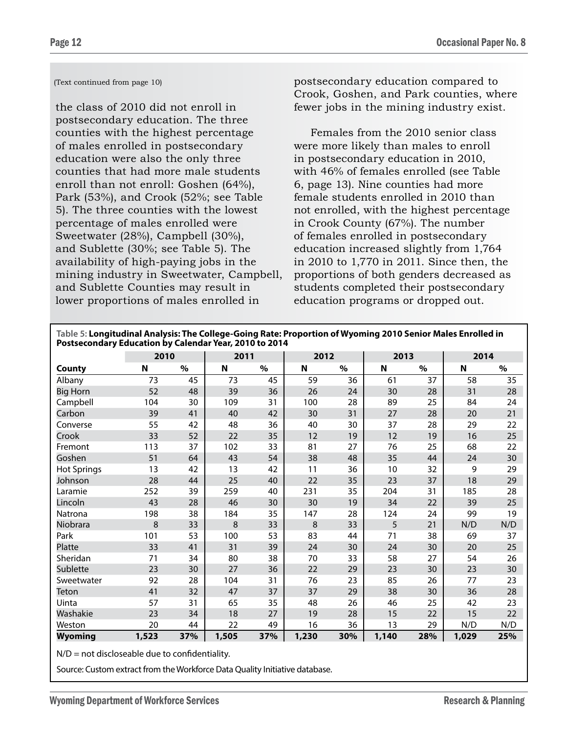(Text continued from page 10)

the class of 2010 did not enroll in postsecondary education. The three counties with the highest percentage of males enrolled in postsecondary education were also the only three counties that had more male students enroll than not enroll: Goshen (64%), Park (53%), and Crook (52%; see Table 5). The three counties with the lowest percentage of males enrolled were Sweetwater (28%), Campbell (30%), and Sublette (30%; see Table 5). The availability of high-paying jobs in the mining industry in Sweetwater, Campbell, and Sublette Counties may result in lower proportions of males enrolled in postsecondary education compared to Crook, Goshen, and Park counties, where fewer jobs in the mining industry exist.

Females from the 2010 senior class were more likely than males to enroll in postsecondary education in 2010, with 46% of females enrolled (see Table 6, page 13). Nine counties had more female students enrolled in 2010 than not enrolled, with the highest percentage in Crook County (67%). The number of females enrolled in postsecondary education increased slightly from 1,764 in 2010 to 1,770 in 2011. Since then, the proportions of both genders decreased as students completed their postsecondary education programs or dropped out.

Table 5: **Longitudinal Analysis: The College-Going Rate: Proportion of Wyoming 2010 Senior Males Enrolled in Postsecondary Education by Calendar Year, 2010 to 2014**

| | 2010 | | 2011 | | 2012 | | 2013 | | 2014 | |
|---|---|---|---|---|---|---|---|---|---|---|
| **County** | **N** | **%** | **N** | **%** | **N** | **%** | **N** | **%** | **N** | **%** |
| Albany | 73 | 45 | 73 | 45 | 59 | 36 | 61 | 37 | 58 | 35 |
| Big Horn | 52 | 48 | 39 | 36 | 26 | 24 | 30 | 28 | 31 | 28 |
| Campbell | 104 | 30 | 109 | 31 | 100 | 28 | 89 | 25 | 84 | 24 |
| Carbon | 39 | 41 | 40 | 42 | 30 | 31 | 27 | 28 | 20 | 21 |
| Converse | 55 | 42 | 48 | 36 | 40 | 30 | 37 | 28 | 29 | 22 |
| Crook | 33 | 52 | 22 | 35 | 12 | 19 | 12 | 19 | 16 | 25 |
| Fremont | 113 | 37 | 102 | 33 | 81 | 27 | 76 | 25 | 68 | 22 |
| Goshen | 51 | 64 | 43 | 54 | 38 | 48 | 35 | 44 | 24 | 30 |
| Hot Springs | 13 | 42 | 13 | 42 | 11 | 36 | 10 | 32 | 9 | 29 |
| Johnson | 28 | 44 | 25 | 40 | 22 | 35 | 23 | 37 | 18 | 29 |
| Laramie | 252 | 39 | 259 | 40 | 231 | 35 | 204 | 31 | 185 | 28 |
| Lincoln | 43 | 28 | 46 | 30 | 30 | 19 | 34 | 22 | 39 | 25 |
| Natrona | 198 | 38 | 184 | 35 | 147 | 28 | 124 | 24 | 99 | 19 |
| Niobrara | 8 | 33 | 8 | 33 | 8 | 33 | 5 | 21 | N/D | N/D |
| Park | 101 | 53 | 100 | 53 | 83 | 44 | 71 | 38 | 69 | 37 |
| Platte | 33 | 41 | 31 | 39 | 24 | 30 | 24 | 30 | 20 | 25 |
| Sheridan | 71 | 34 | 80 | 38 | 70 | 33 | 58 | 27 | 54 | 26 |
| Sublette | 23 | 30 | 27 | 36 | 22 | 29 | 23 | 30 | 23 | 30 |
| Sweetwater | 92 | 28 | 104 | 31 | 76 | 23 | 85 | 26 | 77 | 23 |
| Teton | 41 | 32 | 47 | 37 | 37 | 29 | 38 | 30 | 36 | 28 |
| Uinta | 57 | 31 | 65 | 35 | 48 | 26 | 46 | 25 | 42 | 23 |
| Washakie | 23 | 34 | 18 | 27 | 19 | 28 | 15 | 22 | 15 | 22 |
| Weston | 20 | 44 | 22 | 49 | 16 | 36 | 13 | 29 | N/D | N/D |
| **Wyoming** | **1,523** | **37%** | **1,505** | **37%** | **1,230** | **30%** | **1,140** | **28%** | **1,029** | **25%** |

N/D = not discloseable due to confidentiality.

Source: Custom extract from the Workforce Data Quality Initiative database.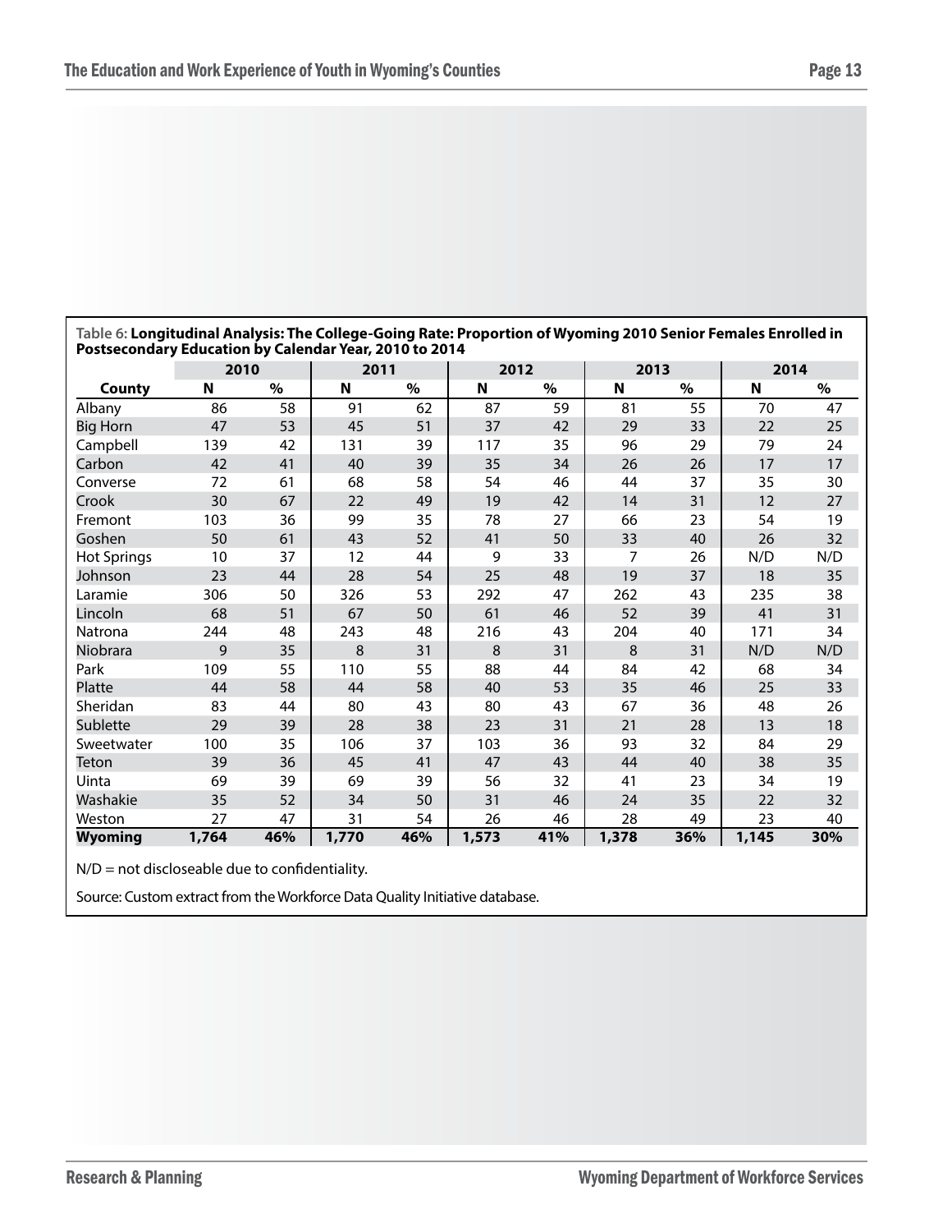Table 6: **Longitudinal Analysis: The College-Going Rate: Proportion of Wyoming 2010 Senior Females Enrolled in Postsecondary Education by Calendar Year, 2010 to 2014**

| | 2010 | | 2011 | | 2012 | | 2013 | | 2014 | |
|---|---|---|---|---|---|---|---|---|---|---|
| **County** | **N** | **%** | **N** | **%** | **N** | **%** | **N** | **%** | **N** | **%** |
| Albany | 86 | 58 | 91 | 62 | 87 | 59 | 81 | 55 | 70 | 47 |
| Big Horn | 47 | 53 | 45 | 51 | 37 | 42 | 29 | 33 | 22 | 25 |
| Campbell | 139 | 42 | 131 | 39 | 117 | 35 | 96 | 29 | 79 | 24 |
| Carbon | 42 | 41 | 40 | 39 | 35 | 34 | 26 | 26 | 17 | 17 |
| Converse | 72 | 61 | 68 | 58 | 54 | 46 | 44 | 37 | 35 | 30 |
| Crook | 30 | 67 | 22 | 49 | 19 | 42 | 14 | 31 | 12 | 27 |
| Fremont | 103 | 36 | 99 | 35 | 78 | 27 | 66 | 23 | 54 | 19 |
| Goshen | 50 | 61 | 43 | 52 | 41 | 50 | 33 | 40 | 26 | 32 |
| Hot Springs | 10 | 37 | 12 | 44 | 9 | 33 | 7 | 26 | N/D | N/D |
| Johnson | 23 | 44 | 28 | 54 | 25 | 48 | 19 | 37 | 18 | 35 |
| Laramie | 306 | 50 | 326 | 53 | 292 | 47 | 262 | 43 | 235 | 38 |
| Lincoln | 68 | 51 | 67 | 50 | 61 | 46 | 52 | 39 | 41 | 31 |
| Natrona | 244 | 48 | 243 | 48 | 216 | 43 | 204 | 40 | 171 | 34 |
| Niobrara | 9 | 35 | 8 | 31 | 8 | 31 | 8 | 31 | N/D | N/D |
| Park | 109 | 55 | 110 | 55 | 88 | 44 | 84 | 42 | 68 | 34 |
| Platte | 44 | 58 | 44 | 58 | 40 | 53 | 35 | 46 | 25 | 33 |
| Sheridan | 83 | 44 | 80 | 43 | 80 | 43 | 67 | 36 | 48 | 26 |
| Sublette | 29 | 39 | 28 | 38 | 23 | 31 | 21 | 28 | 13 | 18 |
| Sweetwater | 100 | 35 | 106 | 37 | 103 | 36 | 93 | 32 | 84 | 29 |
| Teton | 39 | 36 | 45 | 41 | 47 | 43 | 44 | 40 | 38 | 35 |
| Uinta | 69 | 39 | 69 | 39 | 56 | 32 | 41 | 23 | 34 | 19 |
| Washakie | 35 | 52 | 34 | 50 | 31 | 46 | 24 | 35 | 22 | 32 |
| Weston | 27 | 47 | 31 | 54 | 26 | 46 | 28 | 49 | 23 | 40 |
| **Wyoming** | **1,764** | **46%** | **1,770** | **46%** | **1,573** | **41%** | **1,378** | **36%** | **1,145** | **30%** |

N/D = not discloseable due to confidentiality.

Source: Custom extract from the Workforce Data Quality Initiative database.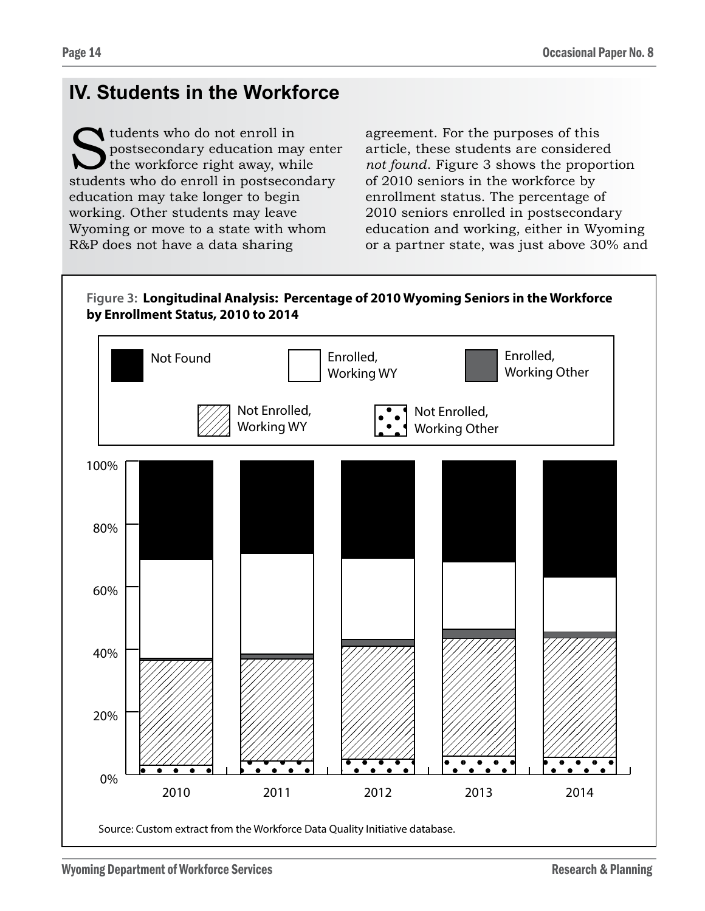## IV. Students in the Workforce

Students who do not enroll in postsecondary education may enter the workforce right away, while students who do enroll in postsecondary education may take longer to begin working. Other students may leave Wyoming or move to a state with whom R&P does not have a data sharing agreement. For the purposes of this article, these students are considered *not found*. Figure 3 shows the proportion of 2010 seniors in the workforce by enrollment status. The percentage of 2010 seniors enrolled in postsecondary education and working, either in Wyoming or a partner state, was just above 30% and

**Figure 3: Longitudinal Analysis: Percentage of 2010 Wyoming Seniors in the Workforce by Enrollment Status, 2010 to 2014**

Legend: Not Found; Enrolled, Working WY; Enrolled, Working Other; Not Enrolled, Working WY; Not Enrolled, Working Other

Y-axis: 0%, 20%, 40%, 60%, 80%, 100%

X-axis: 2010, 2011, 2012, 2013, 2014

Source: Custom extract from the Workforce Data Quality Initiative database.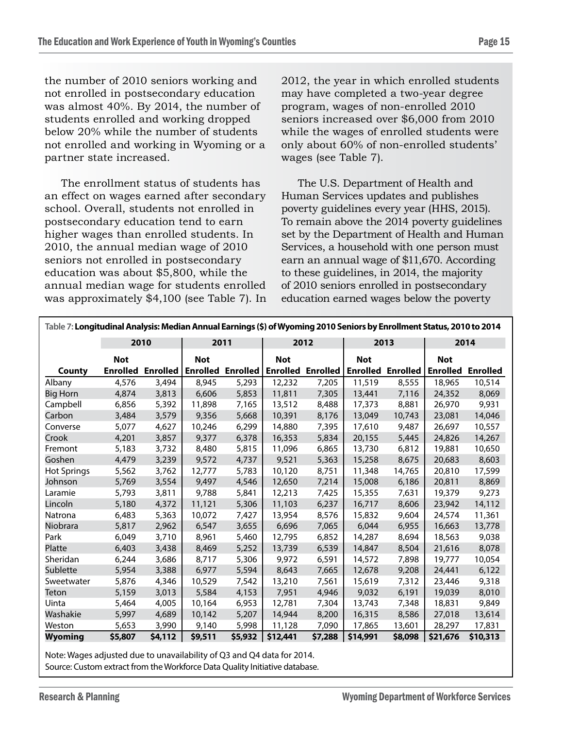the number of 2010 seniors working and not enrolled in postsecondary education was almost 40%. By 2014, the number of students enrolled and working dropped below 20% while the number of students not enrolled and working in Wyoming or a partner state increased.

The enrollment status of students has an effect on wages earned after secondary school. Overall, students not enrolled in postsecondary education tend to earn higher wages than enrolled students. In 2010, the annual median wage of 2010 seniors not enrolled in postsecondary education was about $5,800, while the annual median wage for students enrolled was approximately $4,100 (see Table 7). In 2012, the year in which enrolled students may have completed a two-year degree program, wages of non-enrolled 2010 seniors increased over $6,000 from 2010 while the wages of enrolled students were only about 60% of non-enrolled students' wages (see Table 7).

The U.S. Department of Health and Human Services updates and publishes poverty guidelines every year (HHS, 2015). To remain above the 2014 poverty guidelines set by the Department of Health and Human Services, a household with one person must earn an annual wage of $11,670. According to these guidelines, in 2014, the majority of 2010 seniors enrolled in postsecondary education earned wages below the poverty

**Table 7: Longitudinal Analysis: Median Annual Earnings ($) of Wyoming 2010 Seniors by Enrollment Status, 2010 to 2014**

| | 2010 | | 2011 | | 2012 | | 2013 | | 2014 | |
|---|---|---|---|---|---|---|---|---|---|---|
| County | Not Enrolled | Enrolled | Not Enrolled | Enrolled | Not Enrolled | Enrolled | Not Enrolled | Enrolled | Not Enrolled | Enrolled |
| Albany | 4,576 | 3,494 | 8,945 | 5,293 | 12,232 | 7,205 | 11,519 | 8,555 | 18,965 | 10,514 |
| Big Horn | 4,874 | 3,813 | 6,606 | 5,853 | 11,811 | 7,305 | 13,441 | 7,116 | 24,352 | 8,069 |
| Campbell | 6,856 | 5,392 | 11,898 | 7,165 | 13,512 | 8,488 | 17,373 | 8,881 | 26,970 | 9,931 |
| Carbon | 3,484 | 3,579 | 9,356 | 5,668 | 10,391 | 8,176 | 13,049 | 10,743 | 23,081 | 14,046 |
| Converse | 5,077 | 4,627 | 10,246 | 6,299 | 14,880 | 7,395 | 17,610 | 9,487 | 26,697 | 10,557 |
| Crook | 4,201 | 3,857 | 9,377 | 6,378 | 16,353 | 5,834 | 20,155 | 5,445 | 24,826 | 14,267 |
| Fremont | 5,183 | 3,732 | 8,480 | 5,815 | 11,096 | 6,865 | 13,730 | 6,812 | 19,881 | 10,650 |
| Goshen | 4,479 | 3,239 | 9,572 | 4,737 | 9,521 | 5,363 | 15,258 | 8,675 | 20,683 | 8,603 |
| Hot Springs | 5,562 | 3,762 | 12,777 | 5,783 | 10,120 | 8,751 | 11,348 | 14,765 | 20,810 | 17,599 |
| Johnson | 5,769 | 3,554 | 9,497 | 4,546 | 12,650 | 7,214 | 15,008 | 6,186 | 20,811 | 8,869 |
| Laramie | 5,793 | 3,811 | 9,788 | 5,841 | 12,213 | 7,425 | 15,355 | 7,631 | 19,379 | 9,273 |
| Lincoln | 5,180 | 4,372 | 11,121 | 5,306 | 11,103 | 6,237 | 16,717 | 8,606 | 23,942 | 14,112 |
| Natrona | 6,483 | 5,363 | 10,072 | 7,427 | 13,954 | 8,576 | 15,832 | 9,604 | 24,574 | 11,361 |
| Niobrara | 5,817 | 2,962 | 6,547 | 3,655 | 6,696 | 7,065 | 6,044 | 6,955 | 16,663 | 13,778 |
| Park | 6,049 | 3,710 | 8,961 | 5,460 | 12,795 | 6,852 | 14,287 | 8,694 | 18,563 | 9,038 |
| Platte | 6,403 | 3,438 | 8,469 | 5,252 | 13,739 | 6,539 | 14,847 | 8,504 | 21,616 | 8,078 |
| Sheridan | 6,244 | 3,686 | 8,717 | 5,306 | 9,972 | 6,591 | 14,572 | 7,898 | 19,777 | 10,054 |
| Sublette | 5,954 | 3,388 | 6,977 | 5,594 | 8,643 | 7,665 | 12,678 | 9,208 | 24,441 | 6,122 |
| Sweetwater | 5,876 | 4,346 | 10,529 | 7,542 | 13,210 | 7,561 | 15,619 | 7,312 | 23,446 | 9,318 |
| Teton | 5,159 | 3,013 | 5,584 | 4,153 | 7,951 | 4,946 | 9,032 | 6,191 | 19,039 | 8,010 |
| Uinta | 5,464 | 4,005 | 10,164 | 6,953 | 12,781 | 7,304 | 13,743 | 7,348 | 18,831 | 9,849 |
| Washakie | 5,997 | 4,689 | 10,142 | 5,207 | 14,944 | 8,200 | 16,315 | 8,586 | 27,018 | 13,614 |
| Weston | 5,653 | 3,990 | 9,140 | 5,998 | 11,128 | 7,090 | 17,865 | 13,601 | 28,297 | 17,831 |
| **Wyoming** | **$5,807** | **$4,112** | **$9,511** | **$5,932** | **$12,441** | **$7,288** | **$14,991** | **$8,098** | **$21,676** | **$10,313** |

Note: Wages adjusted due to unavailability of Q3 and Q4 data for 2014.
Source: Custom extract from the Workforce Data Quality Initiative database.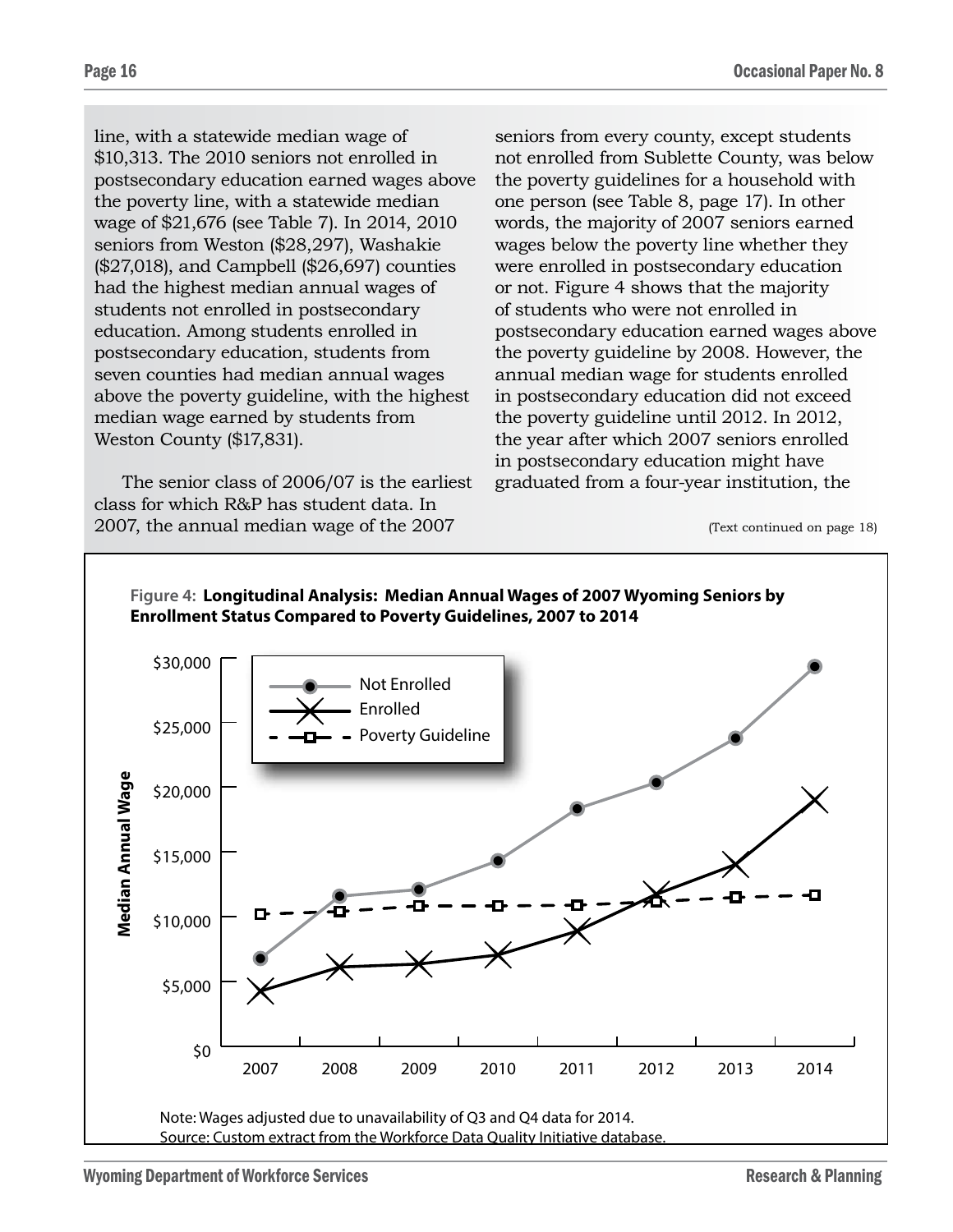line, with a statewide median wage of $10,313. The 2010 seniors not enrolled in postsecondary education earned wages above the poverty line, with a statewide median wage of $21,676 (see Table 7). In 2014, 2010 seniors from Weston ($28,297), Washakie ($27,018), and Campbell ($26,697) counties had the highest median annual wages of students not enrolled in postsecondary education. Among students enrolled in postsecondary education, students from seven counties had median annual wages above the poverty guideline, with the highest median wage earned by students from Weston County ($17,831).

The senior class of 2006/07 is the earliest class for which R&P has student data. In 2007, the annual median wage of the 2007 seniors from every county, except students not enrolled from Sublette County, was below the poverty guidelines for a household with one person (see Table 8, page 17). In other words, the majority of 2007 seniors earned wages below the poverty line whether they were enrolled in postsecondary education or not. Figure 4 shows that the majority of students who were not enrolled in postsecondary education earned wages above the poverty guideline by 2008. However, the annual median wage for students enrolled in postsecondary education did not exceed the poverty guideline until 2012. In 2012, the year after which 2007 seniors enrolled in postsecondary education might have graduated from a four-year institution, the

(Text continued on page 18)

**Figure 4: Longitudinal Analysis: Median Annual Wages of 2007 Wyoming Seniors by Enrollment Status Compared to Poverty Guidelines, 2007 to 2014**

Note: Wages adjusted due to unavailability of Q3 and Q4 data for 2014.
Source: Custom extract from the Workforce Data Quality Initiative database.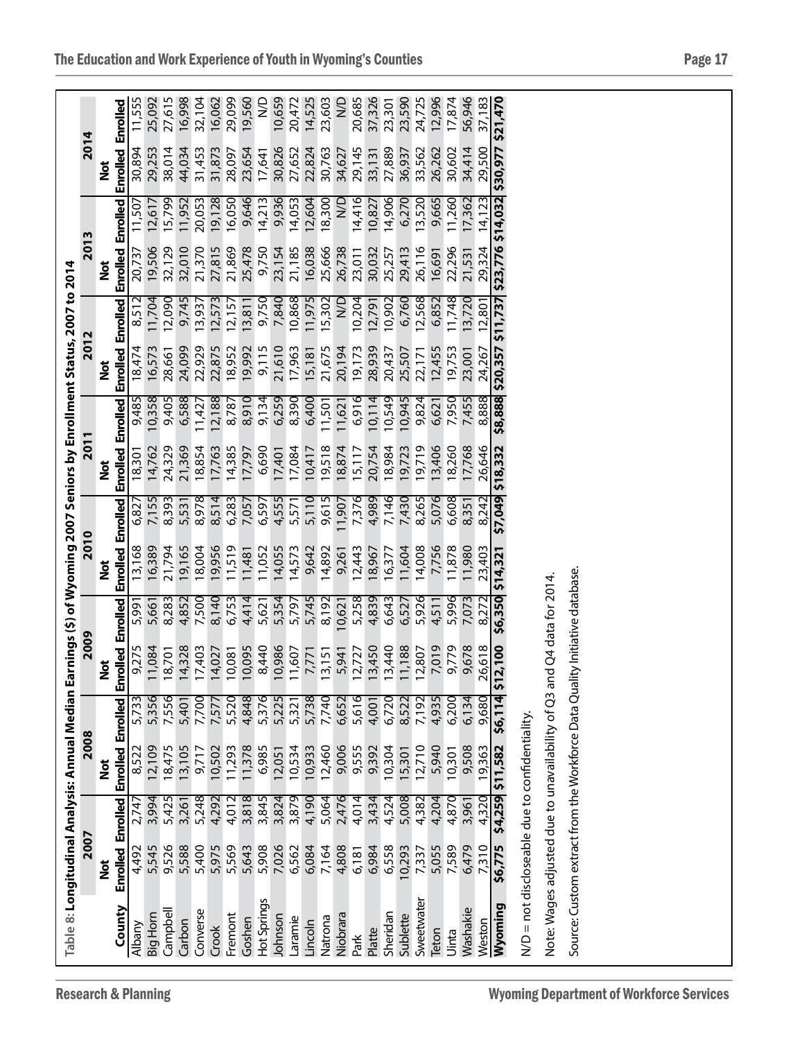Table 8: **Longitudinal Analysis: Annual Median Earnings ($) of Wyoming 2007 Seniors by Enrollment Status, 2007 to 2014**

| County | 2007 | | 2008 | | 2009 | | 2010 | | 2011 | | 2012 | | 2013 | | 2014 | |
|---|---|---|---|---|---|---|---|---|---|---|---|---|---|---|---|---|
| | Not Enrolled | Enrolled | Not Enrolled | Enrolled | Not Enrolled | Enrolled | Not Enrolled | Enrolled | Not Enrolled | Enrolled | Not Enrolled | Enrolled | Not Enrolled | Enrolled | Not Enrolled | Enrolled |
| Albany | 4,492 | 2,747 | 8,522 | 5,733 | 9,275 | 5,991 | 13,168 | 6,827 | 18,301 | 9,485 | 18,474 | 8,512 | 20,737 | 11,507 | 30,894 | 11,555 |
| Big Horn | 5,545 | 3,994 | 12,109 | 5,356 | 11,084 | 5,661 | 16,389 | 7,155 | 14,762 | 10,358 | 16,573 | 11,704 | 19,506 | 12,617 | 29,253 | 25,092 |
| Campbell | 9,526 | 5,425 | 18,475 | 7,556 | 18,701 | 8,283 | 21,794 | 8,393 | 24,329 | 9,405 | 28,661 | 12,090 | 32,129 | 15,799 | 38,014 | 27,615 |
| Carbon | 5,588 | 3,261 | 13,105 | 5,401 | 14,328 | 4,852 | 19,165 | 5,531 | 21,369 | 6,588 | 24,099 | 9,745 | 32,010 | 11,952 | 44,034 | 16,998 |
| Converse | 5,400 | 5,248 | 9,717 | 7,700 | 17,403 | 7,500 | 18,004 | 8,978 | 18,854 | 11,427 | 22,929 | 13,937 | 21,370 | 20,053 | 31,453 | 32,104 |
| Crook | 5,975 | 4,292 | 10,502 | 7,577 | 14,027 | 8,140 | 19,956 | 8,514 | 17,763 | 12,188 | 22,875 | 12,573 | 27,815 | 19,128 | 31,873 | 16,062 |
| Fremont | 5,569 | 4,012 | 11,293 | 5,520 | 10,081 | 6,753 | 11,519 | 6,283 | 14,385 | 8,787 | 18,952 | 12,157 | 21,869 | 16,050 | 28,097 | 29,099 |
| Goshen | 5,643 | 3,818 | 11,378 | 4,848 | 10,095 | 4,414 | 11,481 | 7,057 | 17,797 | 8,910 | 19,992 | 13,811 | 25,478 | 9,646 | 23,654 | 19,560 |
| Hot Springs | 5,908 | 3,845 | 6,985 | 5,376 | 8,440 | 5,621 | 11,052 | 6,597 | 6,690 | 9,134 | 9,115 | 9,750 | 9,750 | 14,213 | 17,641 | N/D |
| Johnson | 7,026 | 3,824 | 12,051 | 5,225 | 10,986 | 5,354 | 14,055 | 4,555 | 17,401 | 6,259 | 21,610 | 7,840 | 23,154 | 9,936 | 30,826 | 10,659 |
| Laramie | 6,562 | 3,879 | 10,534 | 5,321 | 11,607 | 5,797 | 14,573 | 5,571 | 17,084 | 8,390 | 17,963 | 10,868 | 21,185 | 14,053 | 27,652 | 20,472 |
| Lincoln | 6,084 | 4,190 | 10,933 | 5,738 | 7,771 | 5,745 | 9,642 | 5,110 | 10,417 | 6,400 | 15,181 | 11,975 | 16,038 | 12,604 | 22,824 | 14,525 |
| Natrona | 7,164 | 5,064 | 12,460 | 7,740 | 13,151 | 8,192 | 14,892 | 9,615 | 19,518 | 11,501 | 21,675 | 15,302 | 25,666 | 18,300 | 30,763 | 23,603 |
| Niobrara | 4,808 | 2,476 | 9,006 | 6,652 | 5,941 | 10,621 | 9,261 | 11,907 | 18,874 | 11,621 | 20,194 | N/D | 26,738 | N/D | 34,627 | N/D |
| Park | 6,181 | 4,014 | 9,555 | 5,616 | 12,727 | 5,258 | 12,443 | 7,376 | 15,117 | 6,916 | 19,173 | 10,204 | 23,011 | 14,416 | 29,145 | 20,685 |
| Platte | 6,984 | 3,434 | 9,392 | 4,001 | 13,450 | 4,839 | 18,967 | 4,989 | 20,754 | 10,114 | 28,939 | 12,791 | 30,032 | 10,827 | 33,131 | 37,326 |
| Sheridan | 6,558 | 4,524 | 10,304 | 6,720 | 13,440 | 6,643 | 16,377 | 7,146 | 18,984 | 10,549 | 20,437 | 10,902 | 25,257 | 14,906 | 27,889 | 23,301 |
| Sublette | 10,293 | 5,008 | 15,301 | 8,522 | 11,188 | 6,527 | 11,604 | 7,430 | 19,723 | 10,945 | 25,507 | 6,760 | 29,413 | 6,270 | 36,937 | 23,590 |
| Sweetwater | 7,337 | 4,382 | 12,710 | 7,192 | 12,807 | 5,926 | 14,008 | 8,265 | 19,719 | 9,824 | 22,171 | 12,568 | 26,116 | 13,520 | 33,562 | 24,725 |
| Teton | 5,055 | 4,204 | 5,940 | 4,935 | 7,019 | 4,511 | 7,756 | 5,076 | 13,406 | 6,621 | 12,455 | 6,852 | 16,691 | 9,665 | 26,262 | 12,996 |
| Uinta | 7,589 | 4,870 | 10,301 | 6,200 | 9,779 | 5,996 | 11,878 | 6,608 | 18,260 | 7,950 | 19,753 | 11,748 | 22,296 | 11,260 | 30,602 | 17,874 |
| Washakie | 6,479 | 3,961 | 9,508 | 6,134 | 9,678 | 7,073 | 11,980 | 8,351 | 17,768 | 7,455 | 23,001 | 13,720 | 21,531 | 17,362 | 34,414 | 56,946 |
| Weston | 7,310 | 4,320 | 19,363 | 9,680 | 26,618 | 8,272 | 23,403 | 8,242 | 26,646 | 8,888 | 24,267 | 12,801 | 29,324 | 14,123 | 29,500 | 37,183 |
| **Wyoming** | **$6,775** | **$4,259** | **$11,582** | **$6,114** | **$12,100** | **$6,350** | **$14,321** | **$7,049** | **$18,332** | **$8,888** | **$20,357** | **$11,737** | **$23,776** | **$14,032** | **$30,977** | **$21,470** |

N/D = not discloseable due to confidentiality.

Note: Wages adjusted due to unavailability of Q3 and Q4 data for 2014.

Source: Custom extract from the Workforce Data Quality Initiative database.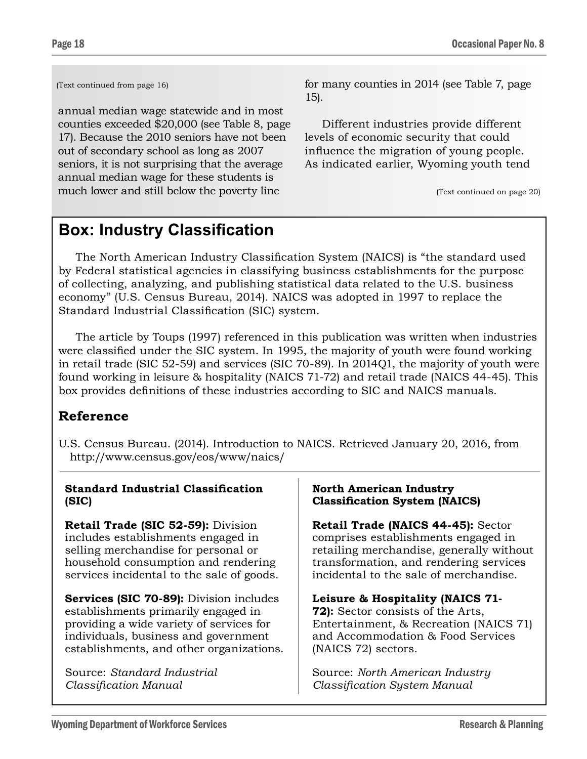(Text continued from page 16)

annual median wage statewide and in most counties exceeded $20,000 (see Table 8, page 17). Because the 2010 seniors have not been out of secondary school as long as 2007 seniors, it is not surprising that the average annual median wage for these students is much lower and still below the poverty line for many counties in 2014 (see Table 7, page 15).

Different industries provide different levels of economic security that could influence the migration of young people. As indicated earlier, Wyoming youth tend

(Text continued on page 20)

## Box: Industry Classification

The North American Industry Classification System (NAICS) is "the standard used by Federal statistical agencies in classifying business establishments for the purpose of collecting, analyzing, and publishing statistical data related to the U.S. business economy" (U.S. Census Bureau, 2014). NAICS was adopted in 1997 to replace the Standard Industrial Classification (SIC) system.

The article by Toups (1997) referenced in this publication was written when industries were classified under the SIC system. In 1995, the majority of youth were found working in retail trade (SIC 52-59) and services (SIC 70-89). In 2014Q1, the majority of youth were found working in leisure & hospitality (NAICS 71-72) and retail trade (NAICS 44-45). This box provides definitions of these industries according to SIC and NAICS manuals.

### Reference

U.S. Census Bureau. (2014). Introduction to NAICS. Retrieved January 20, 2016, from http://www.census.gov/eos/www/naics/

**Standard Industrial Classification (SIC)**

**Retail Trade (SIC 52-59):** Division includes establishments engaged in selling merchandise for personal or household consumption and rendering services incidental to the sale of goods.

**Services (SIC 70-89):** Division includes establishments primarily engaged in providing a wide variety of services for individuals, business and government establishments, and other organizations.

Source: *Standard Industrial Classification Manual*

**North American Industry Classification System (NAICS)**

**Retail Trade (NAICS 44-45):** Sector comprises establishments engaged in retailing merchandise, generally without transformation, and rendering services incidental to the sale of merchandise.

**Leisure & Hospitality (NAICS 71-72):** Sector consists of the Arts, Entertainment, & Recreation (NAICS 71) and Accommodation & Food Services (NAICS 72) sectors.

Source: *North American Industry Classification System Manual*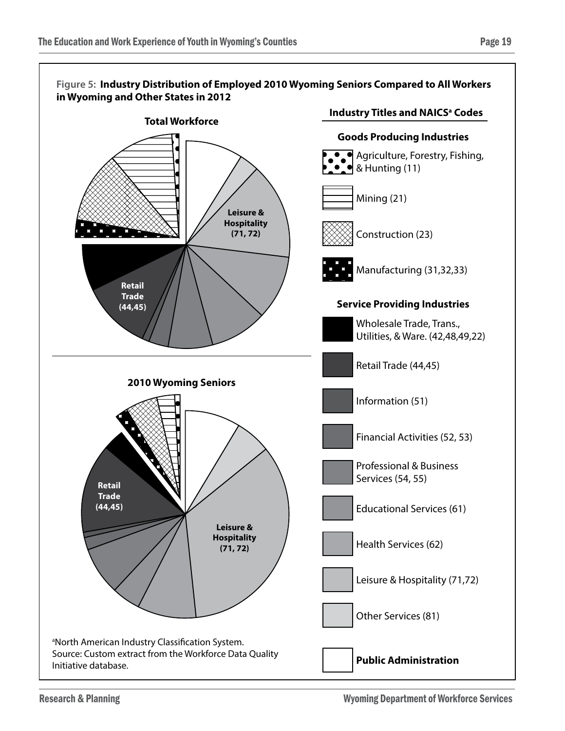**Figure 5: Industry Distribution of Employed 2010 Wyoming Seniors Compared to All Workers in Wyoming and Other States in 2012**

**Total Workforce**

Leisure & Hospitality (71, 72)

Retail Trade (44,45)

**2010 Wyoming Seniors**

Retail Trade (44,45)

Leisure & Hospitality (71, 72)

**Industry Titles and NAICS[a] Codes**

**Goods Producing Industries**

- Agriculture, Forestry, Fishing, & Hunting (11)
- Mining (21)
- Construction (23)
- Manufacturing (31,32,33)

**Service Providing Industries**

- Wholesale Trade, Trans., Utilities, & Ware. (42,48,49,22)
- Retail Trade (44,45)
- Information (51)
- Financial Activities (52, 53)
- Professional & Business Services (54, 55)
- Educational Services (61)
- Health Services (62)
- Leisure & Hospitality (71,72)
- Other Services (81)
- **Public Administration**

[a]North American Industry Classification System.
Source: Custom extract from the Workforce Data Quality Initiative database.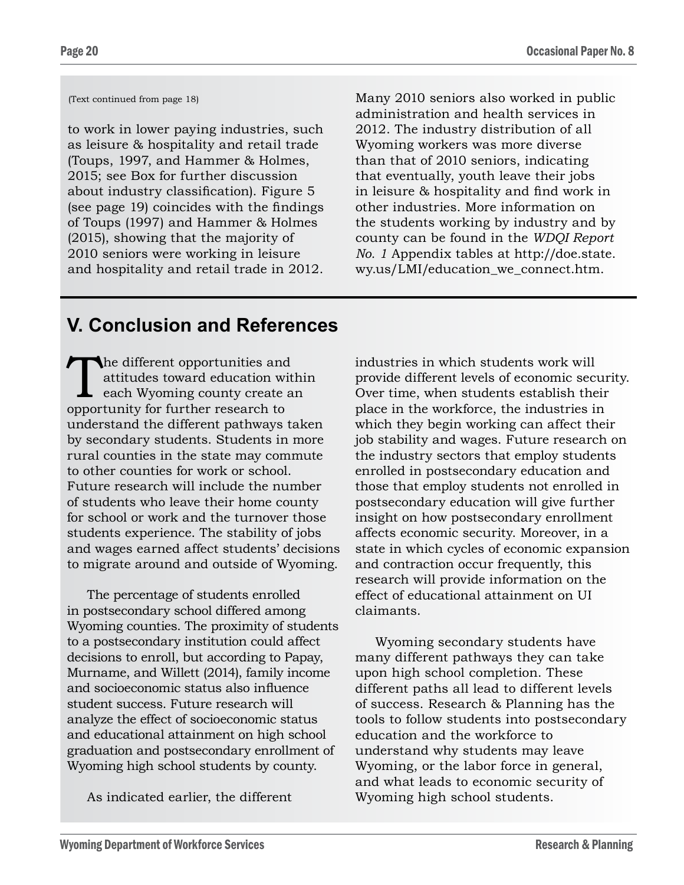(Text continued from page 18)

to work in lower paying industries, such as leisure & hospitality and retail trade (Toups, 1997, and Hammer & Holmes, 2015; see Box for further discussion about industry classification). Figure 5 (see page 19) coincides with the findings of Toups (1997) and Hammer & Holmes (2015), showing that the majority of 2010 seniors were working in leisure and hospitality and retail trade in 2012. Many 2010 seniors also worked in public administration and health services in 2012. The industry distribution of all Wyoming workers was more diverse than that of 2010 seniors, indicating that eventually, youth leave their jobs in leisure & hospitality and find work in other industries. More information on the students working by industry and by county can be found in the *WDQI Report No. 1* Appendix tables at http://doe.state.wy.us/LMI/education_we_connect.htm.

## V. Conclusion and References

The different opportunities and attitudes toward education within each Wyoming county create an opportunity for further research to understand the different pathways taken by secondary students. Students in more rural counties in the state may commute to other counties for work or school. Future research will include the number of students who leave their home county for school or work and the turnover those students experience. The stability of jobs and wages earned affect students' decisions to migrate around and outside of Wyoming.

The percentage of students enrolled in postsecondary school differed among Wyoming counties. The proximity of students to a postsecondary institution could affect decisions to enroll, but according to Papay, Murname, and Willett (2014), family income and socioeconomic status also influence student success. Future research will analyze the effect of socioeconomic status and educational attainment on high school graduation and postsecondary enrollment of Wyoming high school students by county.

As indicated earlier, the different industries in which students work will provide different levels of economic security. Over time, when students establish their place in the workforce, the industries in which they begin working can affect their job stability and wages. Future research on the industry sectors that employ students enrolled in postsecondary education and those that employ students not enrolled in postsecondary education will give further insight on how postsecondary enrollment affects economic security. Moreover, in a state in which cycles of economic expansion and contraction occur frequently, this research will provide information on the effect of educational attainment on UI claimants.

Wyoming secondary students have many different pathways they can take upon high school completion. These different paths all lead to different levels of success. Research & Planning has the tools to follow students into postsecondary education and the workforce to understand why students may leave Wyoming, or the labor force in general, and what leads to economic security of Wyoming high school students.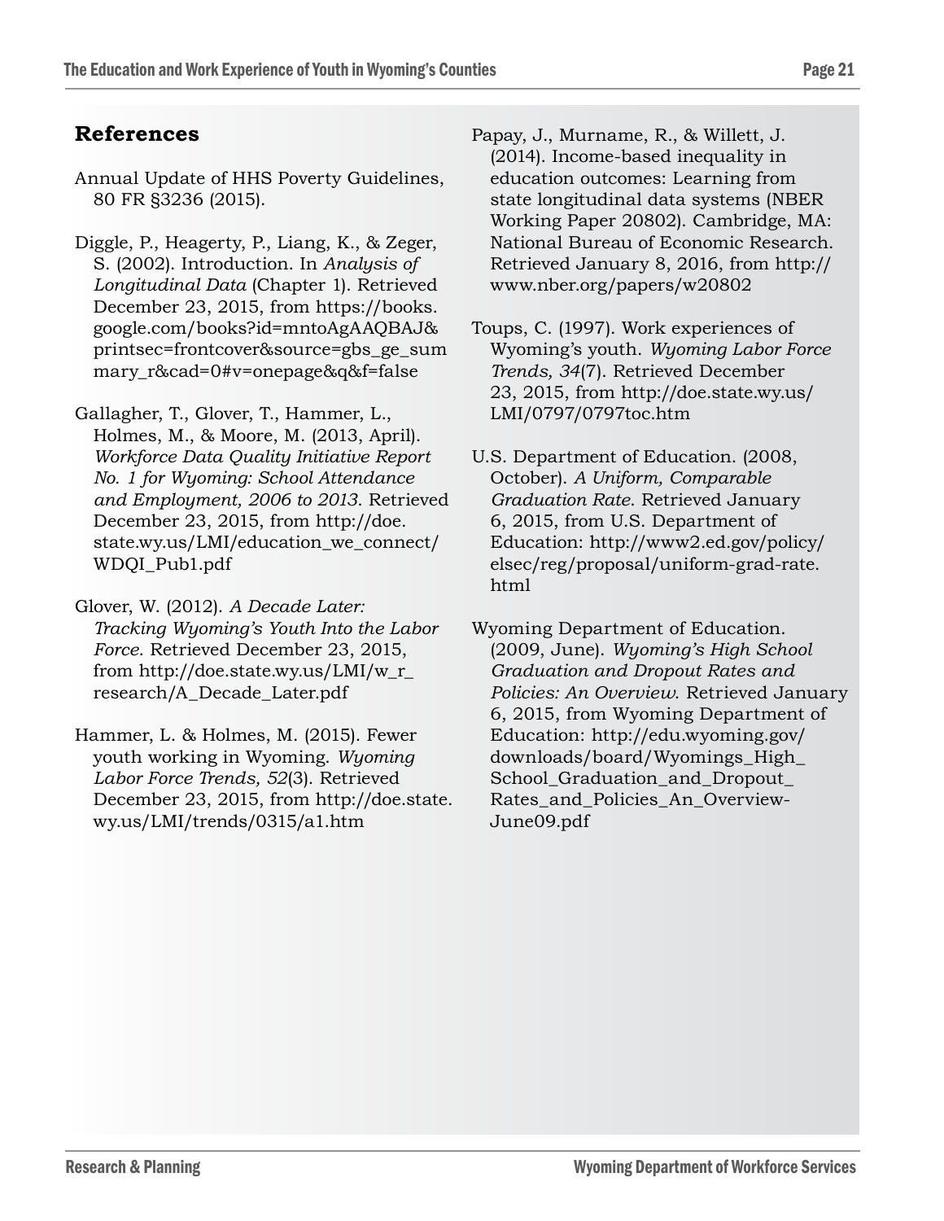## References

Annual Update of HHS Poverty Guidelines, 80 FR §3236 (2015).

Diggle, P., Heagerty, P., Liang, K., & Zeger, S. (2002). Introduction. In *Analysis of Longitudinal Data* (Chapter 1). Retrieved December 23, 2015, from https://books.google.com/books?id=mntoAgAAQBAJ&printsec=frontcover&source=gbs_ge_summary_r&cad=0#v=onepage&q&f=false

Gallagher, T., Glover, T., Hammer, L., Holmes, M., & Moore, M. (2013, April). *Workforce Data Quality Initiative Report No. 1 for Wyoming: School Attendance and Employment, 2006 to 2013*. Retrieved December 23, 2015, from http://doe.state.wy.us/LMI/education_we_connect/WDQI_Pub1.pdf

Glover, W. (2012). *A Decade Later: Tracking Wyoming's Youth Into the Labor Force*. Retrieved December 23, 2015, from http://doe.state.wy.us/LMI/w_r_research/A_Decade_Later.pdf

Hammer, L. & Holmes, M. (2015). Fewer youth working in Wyoming. *Wyoming Labor Force Trends, 52*(3). Retrieved December 23, 2015, from http://doe.state.wy.us/LMI/trends/0315/a1.htm

Papay, J., Murname, R., & Willett, J. (2014). Income-based inequality in education outcomes: Learning from state longitudinal data systems (NBER Working Paper 20802). Cambridge, MA: National Bureau of Economic Research. Retrieved January 8, 2016, from http://www.nber.org/papers/w20802

Toups, C. (1997). Work experiences of Wyoming's youth. *Wyoming Labor Force Trends, 34*(7). Retrieved December 23, 2015, from http://doe.state.wy.us/LMI/0797/0797toc.htm

U.S. Department of Education. (2008, October). *A Uniform, Comparable Graduation Rate*. Retrieved January 6, 2015, from U.S. Department of Education: http://www2.ed.gov/policy/elsec/reg/proposal/uniform-grad-rate.html

Wyoming Department of Education. (2009, June). *Wyoming's High School Graduation and Dropout Rates and Policies: An Overview*. Retrieved January 6, 2015, from Wyoming Department of Education: http://edu.wyoming.gov/downloads/board/Wyomings_High_School_Graduation_and_Dropout_Rates_and_Policies_An_Overview-June09.pdf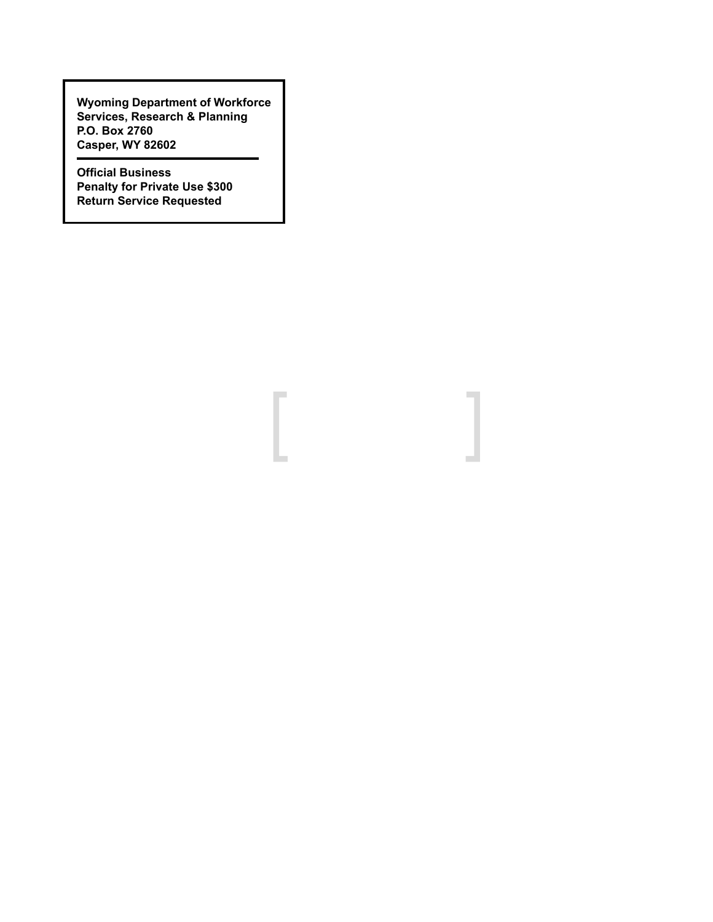Wyoming Department of Workforce Services, Research & Planning
P.O. Box 2760
Casper, WY 82602

Official Business
Penalty for Private Use $300
Return Service Requested